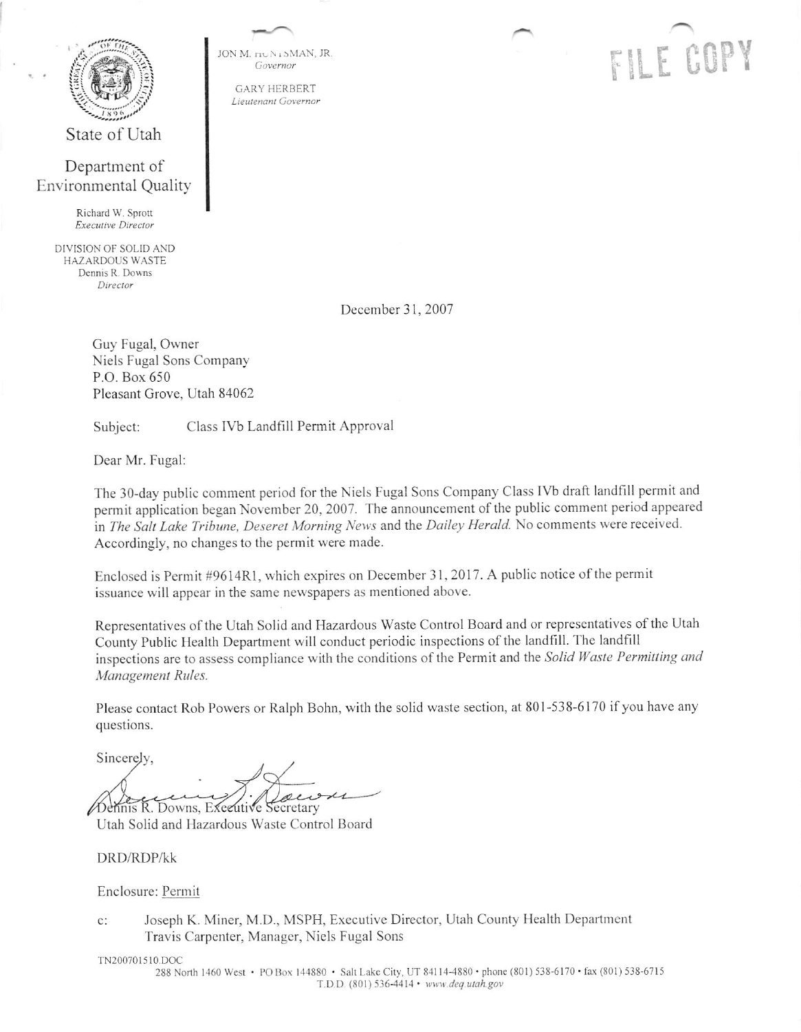JON M. HUNTSMAN, JR.
*Governor*

GARY HERBERT
*Lieutenant Governor*

FILE COPY

State of Utah

Department of Environmental Quality

Richard W. Sprott
*Executive Director*

DIVISION OF SOLID AND HAZARDOUS WASTE
Dennis R. Downs
*Director*

December 31, 2007

Guy Fugal, Owner
Niels Fugal Sons Company
P.O. Box 650
Pleasant Grove, Utah 84062

Subject: Class IVb Landfill Permit Approval

Dear Mr. Fugal:

The 30-day public comment period for the Niels Fugal Sons Company Class IVb draft landfill permit and permit application began November 20, 2007. The announcement of the public comment period appeared in *The Salt Lake Tribune, Deseret Morning News* and the *Dailey Herald.* No comments were received. Accordingly, no changes to the permit were made.

Enclosed is Permit #9614R1, which expires on December 31, 2017. A public notice of the permit issuance will appear in the same newspapers as mentioned above.

Representatives of the Utah Solid and Hazardous Waste Control Board and or representatives of the Utah County Public Health Department will conduct periodic inspections of the landfill. The landfill inspections are to assess compliance with the conditions of the Permit and the *Solid Waste Permitting and Management Rules.*

Please contact Rob Powers or Ralph Bohn, with the solid waste section, at 801-538-6170 if you have any questions.

Sincerely,

Dennis R. Downs, Executive Secretary
Utah Solid and Hazardous Waste Control Board

DRD/RDP/kk

Enclosure: Permit

c: Joseph K. Miner, M.D., MSPH, Executive Director, Utah County Health Department
Travis Carpenter, Manager, Niels Fugal Sons

TN200701510.DOC

288 North 1460 West • PO Box 144880 • Salt Lake City, UT 84114-4880 • phone (801) 538-6170 • fax (801) 538-6715
T.D.D. (801) 536-4414 • www.deq.utah.gov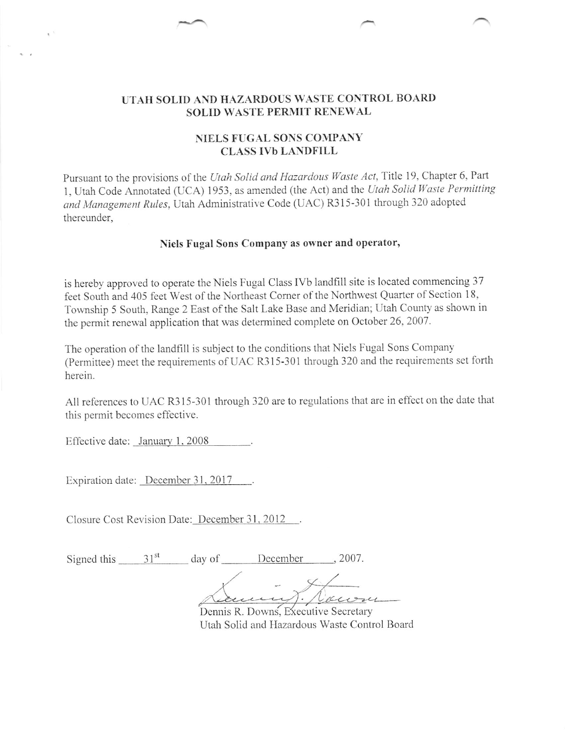## UTAH SOLID AND HAZARDOUS WASTE CONTROL BOARD
## SOLID WASTE PERMIT RENEWAL

### NIELS FUGAL SONS COMPANY
### CLASS IVb LANDFILL

Pursuant to the provisions of the *Utah Solid and Hazardous Waste Act*, Title 19, Chapter 6, Part 1, Utah Code Annotated (UCA) 1953, as amended (the Act) and the *Utah Solid Waste Permitting and Management Rules*, Utah Administrative Code (UAC) R315-301 through 320 adopted thereunder,

**Niels Fugal Sons Company as owner and operator,**

is hereby approved to operate the Niels Fugal Class IVb landfill site is located commencing 37 feet South and 405 feet West of the Northeast Corner of the Northwest Quarter of Section 18, Township 5 South, Range 2 East of the Salt Lake Base and Meridian; Utah County as shown in the permit renewal application that was determined complete on October 26, 2007.

The operation of the landfill is subject to the conditions that Niels Fugal Sons Company (Permittee) meet the requirements of UAC R315-301 through 320 and the requirements set forth herein.

All references to UAC R315-301 through 320 are to regulations that are in effect on the date that this permit becomes effective.

Effective date: January 1, 2008.

Expiration date: December 31, 2017.

Closure Cost Revision Date: December 31, 2012.

Signed this 31st day of December, 2007.

Dennis R. Downs, Executive Secretary
Utah Solid and Hazardous Waste Control Board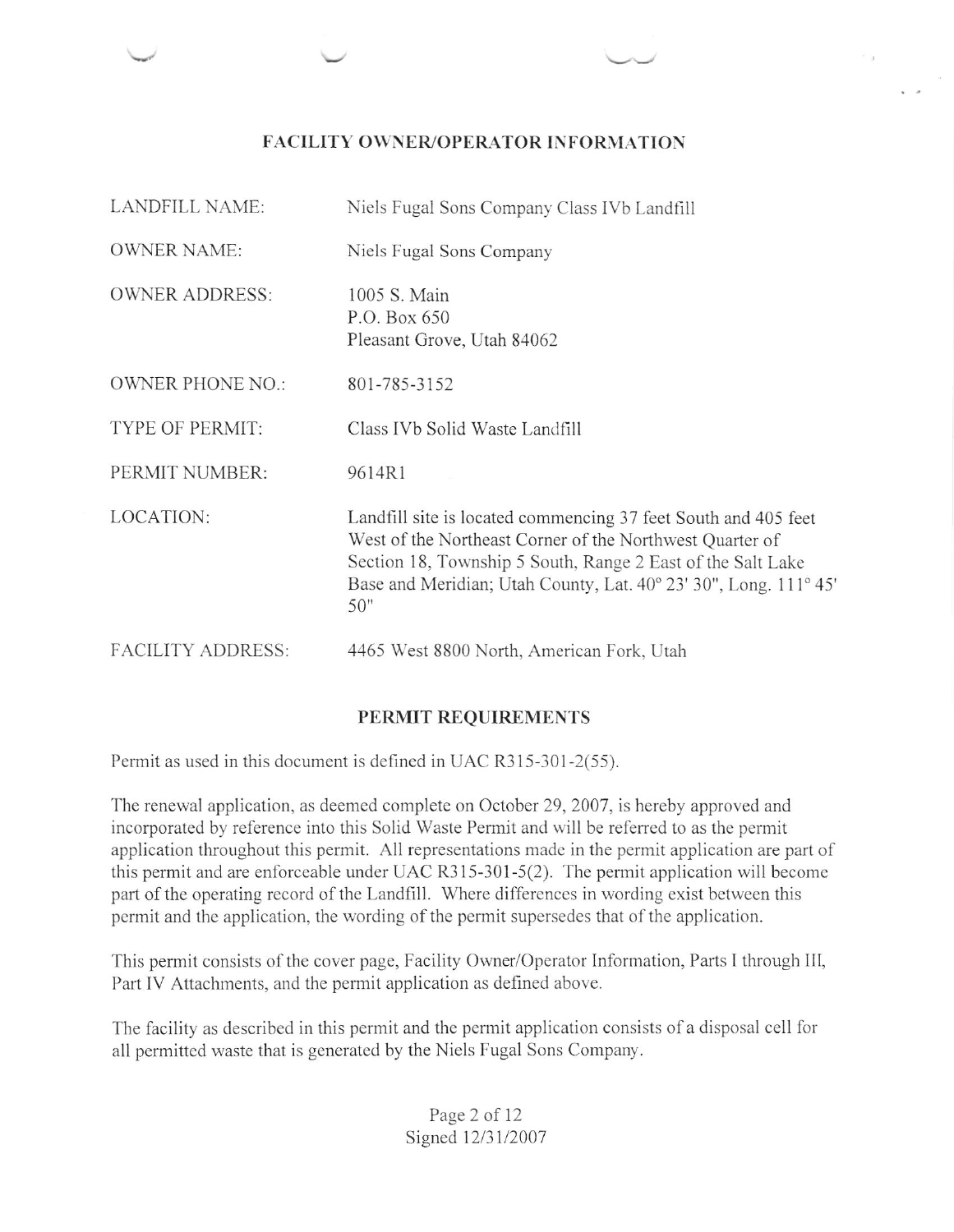## FACILITY OWNER/OPERATOR INFORMATION

| | |
|---|---|
| LANDFILL NAME: | Niels Fugal Sons Company Class IVb Landfill |
| OWNER NAME: | Niels Fugal Sons Company |
| OWNER ADDRESS: | 1005 S. Main<br>P.O. Box 650<br>Pleasant Grove, Utah 84062 |
| OWNER PHONE NO.: | 801-785-3152 |
| TYPE OF PERMIT: | Class IVb Solid Waste Landfill |
| PERMIT NUMBER: | 9614R1 |
| LOCATION: | Landfill site is located commencing 37 feet South and 405 feet West of the Northeast Corner of the Northwest Quarter of Section 18, Township 5 South, Range 2 East of the Salt Lake Base and Meridian; Utah County, Lat. 40° 23' 30", Long. 111° 45' 50" |
| FACILITY ADDRESS: | 4465 West 8800 North, American Fork, Utah |

## PERMIT REQUIREMENTS

Permit as used in this document is defined in UAC R315-301-2(55).

The renewal application, as deemed complete on October 29, 2007, is hereby approved and incorporated by reference into this Solid Waste Permit and will be referred to as the permit application throughout this permit. All representations made in the permit application are part of this permit and are enforceable under UAC R315-301-5(2). The permit application will become part of the operating record of the Landfill. Where differences in wording exist between this permit and the application, the wording of the permit supersedes that of the application.

This permit consists of the cover page, Facility Owner/Operator Information, Parts I through III, Part IV Attachments, and the permit application as defined above.

The facility as described in this permit and the permit application consists of a disposal cell for all permitted waste that is generated by the Niels Fugal Sons Company.

Signed 12/31/2007